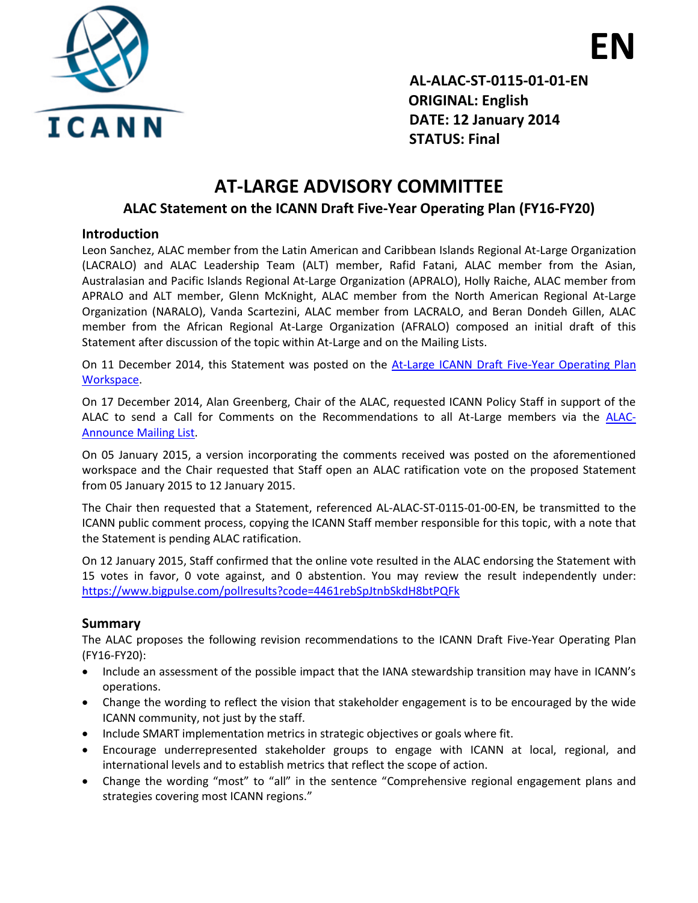EN

AL-ALAC-ST-0115-01-01-EN
ORIGINAL: English
DATE: 12 January 2014
STATUS: Final

# AT-LARGE ADVISORY COMMITTEE

## ALAC Statement on the ICANN Draft Five-Year Operating Plan (FY16-FY20)

### Introduction

Leon Sanchez, ALAC member from the Latin American and Caribbean Islands Regional At-Large Organization (LACRALO) and ALAC Leadership Team (ALT) member, Rafid Fatani, ALAC member from the Asian, Australasian and Pacific Islands Regional At-Large Organization (APRALO), Holly Raiche, ALAC member from APRALO and ALT member, Glenn McKnight, ALAC member from the North American Regional At-Large Organization (NARALO), Vanda Scartezini, ALAC member from LACRALO, and Beran Dondeh Gillen, ALAC member from the African Regional At-Large Organization (AFRALO) composed an initial draft of this Statement after discussion of the topic within At-Large and on the Mailing Lists.

On 11 December 2014, this Statement was posted on the At-Large ICANN Draft Five-Year Operating Plan Workspace.

On 17 December 2014, Alan Greenberg, Chair of the ALAC, requested ICANN Policy Staff in support of the ALAC to send a Call for Comments on the Recommendations to all At-Large members via the ALAC-Announce Mailing List.

On 05 January 2015, a version incorporating the comments received was posted on the aforementioned workspace and the Chair requested that Staff open an ALAC ratification vote on the proposed Statement from 05 January 2015 to 12 January 2015.

The Chair then requested that a Statement, referenced AL-ALAC-ST-0115-01-00-EN, be transmitted to the ICANN public comment process, copying the ICANN Staff member responsible for this topic, with a note that the Statement is pending ALAC ratification.

On 12 January 2015, Staff confirmed that the online vote resulted in the ALAC endorsing the Statement with 15 votes in favor, 0 vote against, and 0 abstention. You may review the result independently under: https://www.bigpulse.com/pollresults?code=4461rebSpJtnbSkdH8btPQFk

### Summary

The ALAC proposes the following revision recommendations to the ICANN Draft Five-Year Operating Plan (FY16-FY20):

- Include an assessment of the possible impact that the IANA stewardship transition may have in ICANN's operations.
- Change the wording to reflect the vision that stakeholder engagement is to be encouraged by the wide ICANN community, not just by the staff.
- Include SMART implementation metrics in strategic objectives or goals where fit.
- Encourage underrepresented stakeholder groups to engage with ICANN at local, regional, and international levels and to establish metrics that reflect the scope of action.
- Change the wording "most" to "all" in the sentence "Comprehensive regional engagement plans and strategies covering most ICANN regions."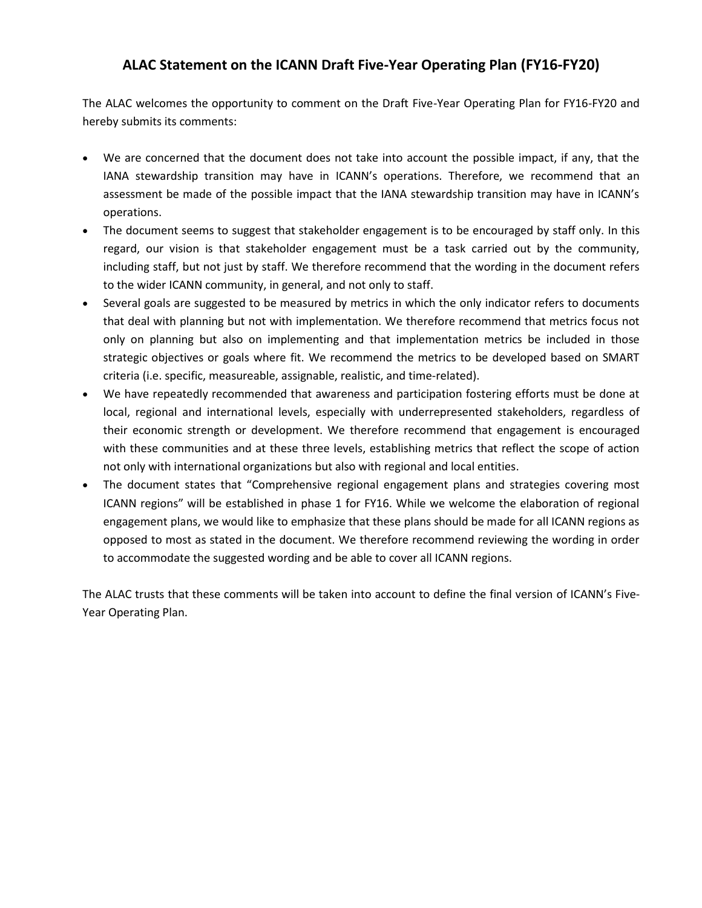## ALAC Statement on the ICANN Draft Five-Year Operating Plan (FY16-FY20)

The ALAC welcomes the opportunity to comment on the Draft Five-Year Operating Plan for FY16-FY20 and hereby submits its comments:

- We are concerned that the document does not take into account the possible impact, if any, that the IANA stewardship transition may have in ICANN's operations. Therefore, we recommend that an assessment be made of the possible impact that the IANA stewardship transition may have in ICANN's operations.
- The document seems to suggest that stakeholder engagement is to be encouraged by staff only. In this regard, our vision is that stakeholder engagement must be a task carried out by the community, including staff, but not just by staff. We therefore recommend that the wording in the document refers to the wider ICANN community, in general, and not only to staff.
- Several goals are suggested to be measured by metrics in which the only indicator refers to documents that deal with planning but not with implementation. We therefore recommend that metrics focus not only on planning but also on implementing and that implementation metrics be included in those strategic objectives or goals where fit. We recommend the metrics to be developed based on SMART criteria (i.e. specific, measureable, assignable, realistic, and time-related).
- We have repeatedly recommended that awareness and participation fostering efforts must be done at local, regional and international levels, especially with underrepresented stakeholders, regardless of their economic strength or development. We therefore recommend that engagement is encouraged with these communities and at these three levels, establishing metrics that reflect the scope of action not only with international organizations but also with regional and local entities.
- The document states that "Comprehensive regional engagement plans and strategies covering most ICANN regions" will be established in phase 1 for FY16. While we welcome the elaboration of regional engagement plans, we would like to emphasize that these plans should be made for all ICANN regions as opposed to most as stated in the document. We therefore recommend reviewing the wording in order to accommodate the suggested wording and be able to cover all ICANN regions.

The ALAC trusts that these comments will be taken into account to define the final version of ICANN's Five-Year Operating Plan.